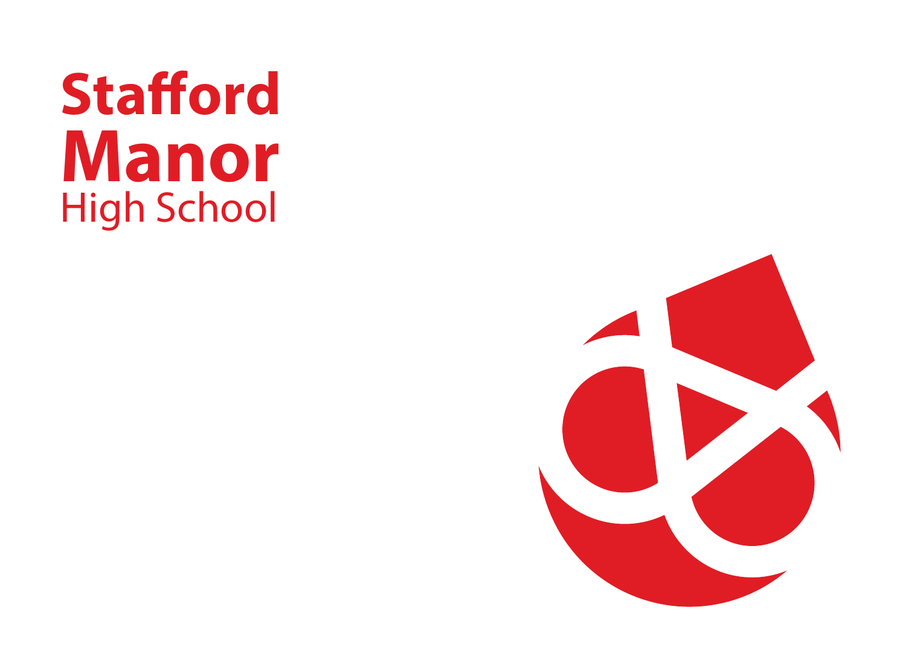# Stafford Manor High School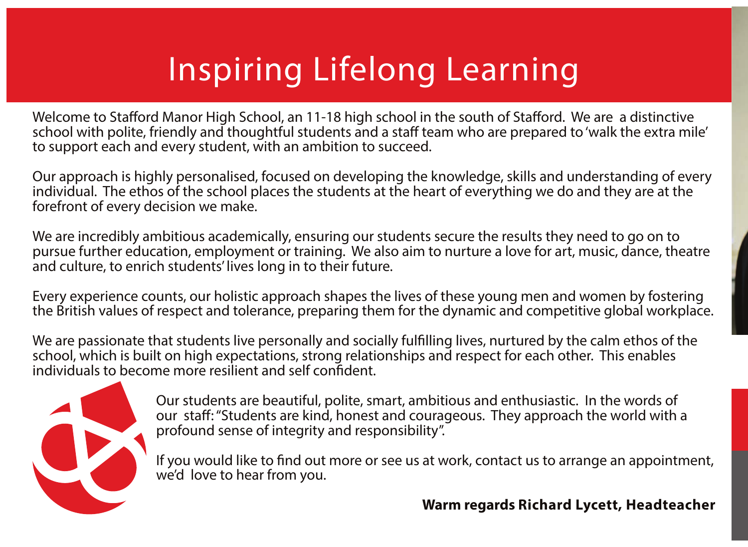# Inspiring Lifelong Learning

Welcome to Stafford Manor High School, an 11-18 high school in the south of Stafford. We are a distinctive school with polite, friendly and thoughtful students and a staff team who are prepared to 'walk the extra mile' to support each and every student, with an ambition to succeed.

Our approach is highly personalised, focused on developing the knowledge, skills and understanding of every individual. The ethos of the school places the students at the heart of everything we do and they are at the forefront of every decision we make.

We are incredibly ambitious academically, ensuring our students secure the results they need to go on to pursue further education, employment or training. We also aim to nurture a love for art, music, dance, theatre and culture, to enrich students' lives long in to their future.

Every experience counts, our holistic approach shapes the lives of these young men and women by fostering the British values of respect and tolerance, preparing them for the dynamic and competitive global workplace.

We are passionate that students live personally and socially fulfilling lives, nurtured by the calm ethos of the school, which is built on high expectations, strong relationships and respect for each other. This enables individuals to become more resilient and self confident.

Our students are beautiful, polite, smart, ambitious and enthusiastic. In the words of our staff: "Students are kind, honest and courageous. They approach the world with a profound sense of integrity and responsibility".

If you would like to find out more or see us at work, contact us to arrange an appointment, we'd love to hear from you.

**Warm regards Richard Lycett, Headteacher**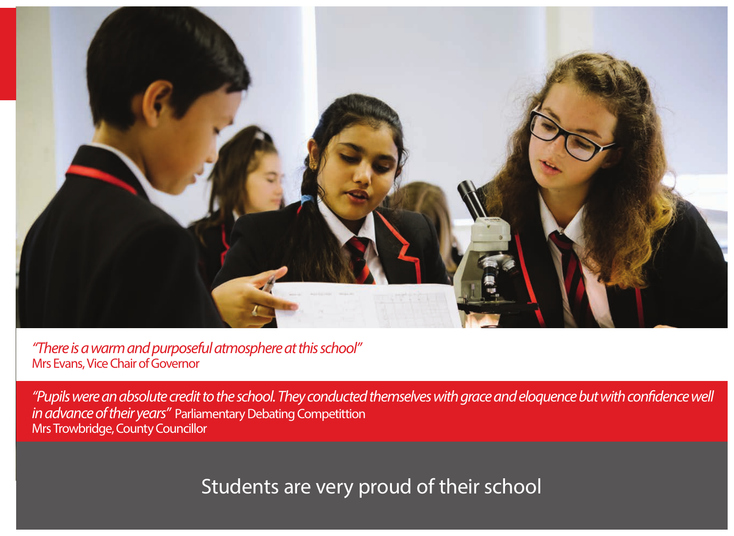*"There is a warm and purposeful atmosphere at this school"*
Mrs Evans, Vice Chair of Governor

*"Pupils were an absolute credit to the school. They conducted themselves with grace and eloquence but with confidence well in advance of their years"* Parliamentary Debating Competittion
Mrs Trowbridge, County Councillor

Students are very proud of their school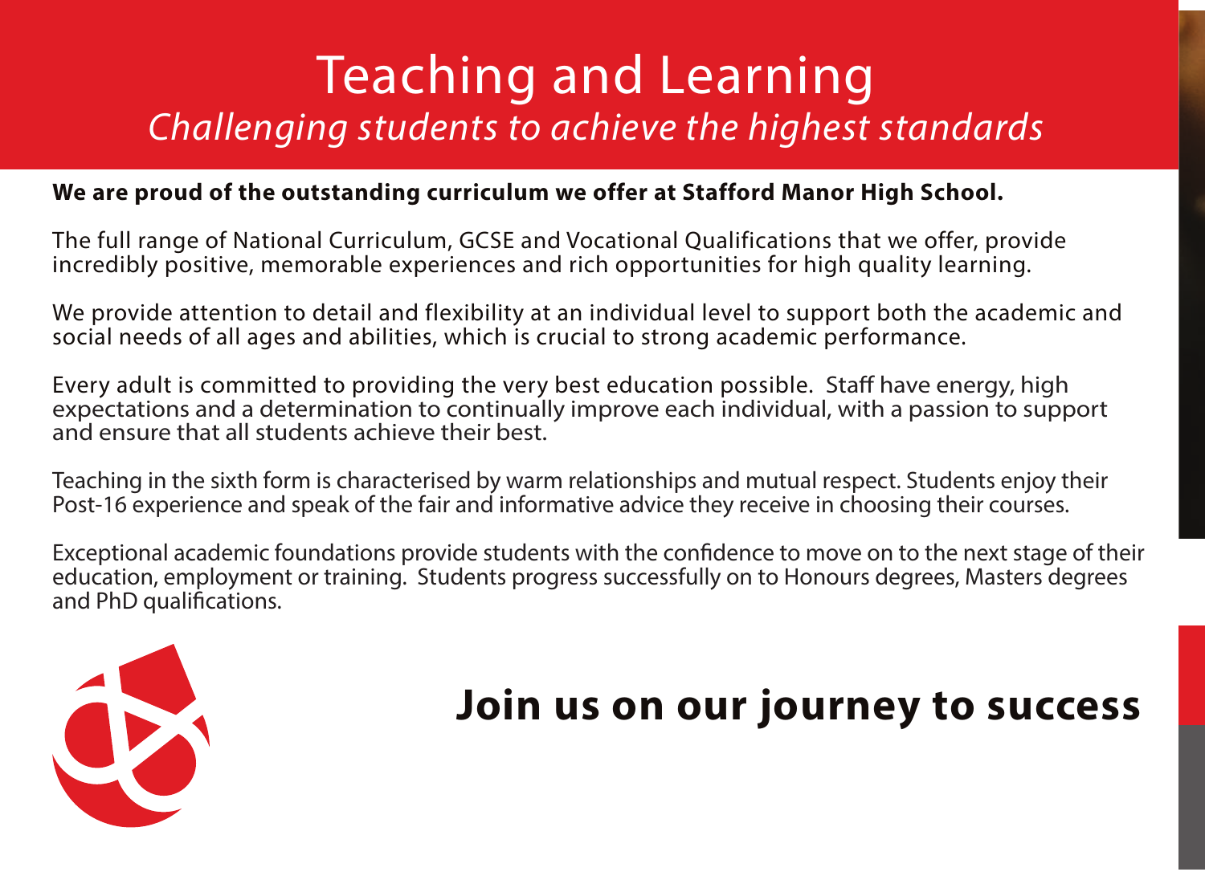# Teaching and Learning

*Challenging students to achieve the highest standards*

**We are proud of the outstanding curriculum we offer at Stafford Manor High School.**

The full range of National Curriculum, GCSE and Vocational Qualifications that we offer, provide incredibly positive, memorable experiences and rich opportunities for high quality learning.

We provide attention to detail and flexibility at an individual level to support both the academic and social needs of all ages and abilities, which is crucial to strong academic performance.

Every adult is committed to providing the very best education possible. Staff have energy, high expectations and a determination to continually improve each individual, with a passion to support and ensure that all students achieve their best.

Teaching in the sixth form is characterised by warm relationships and mutual respect. Students enjoy their Post-16 experience and speak of the fair and informative advice they receive in choosing their courses.

Exceptional academic foundations provide students with the confidence to move on to the next stage of their education, employment or training. Students progress successfully on to Honours degrees, Masters degrees and PhD qualifications.

## Join us on our journey to success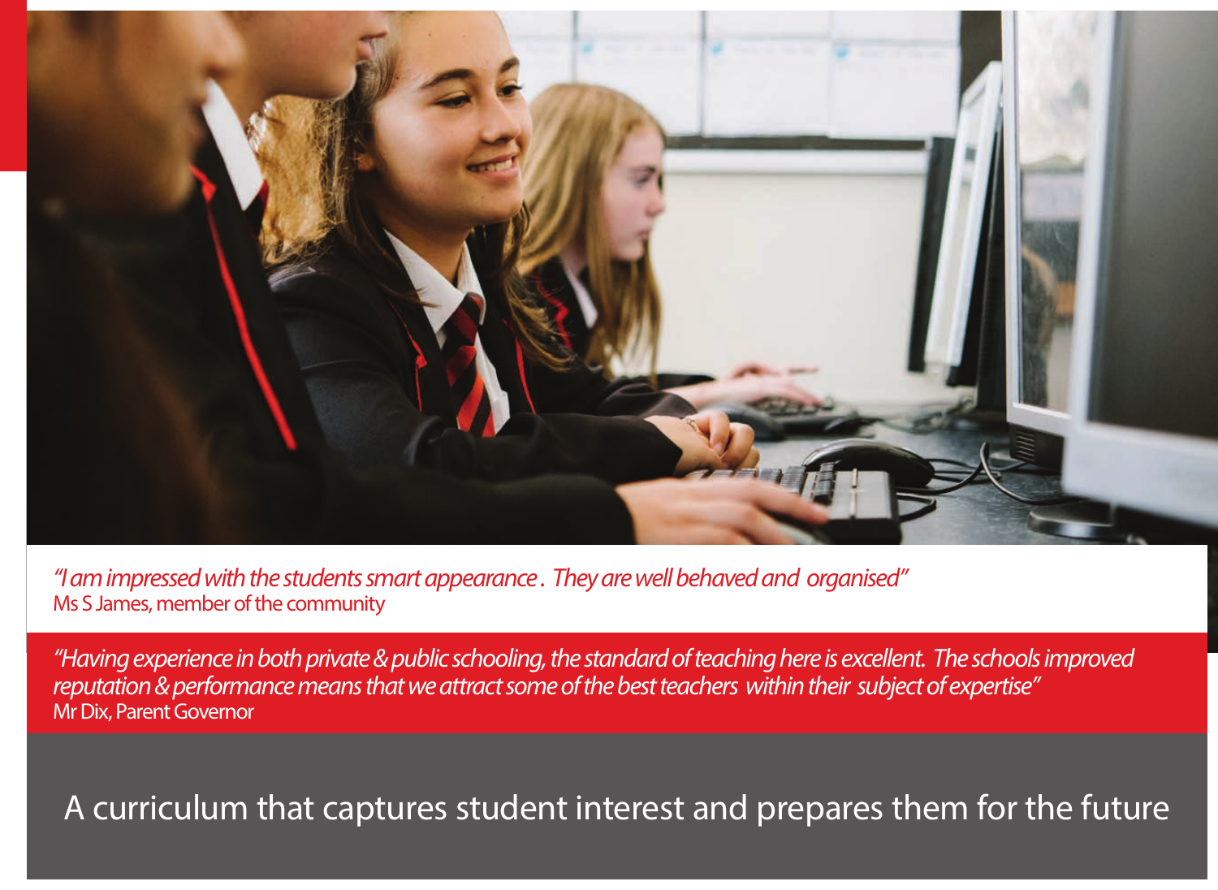*"I am impressed with the students smart appearance . They are well behaved and organised"*
Ms S James, member of the community

*"Having experience in both private & public schooling, the standard of teaching here is excellent. The schools improved reputation & performance means that we attract some of the best teachers within their subject of expertise"*
Mr Dix, Parent Governor

A curriculum that captures student interest and prepares them for the future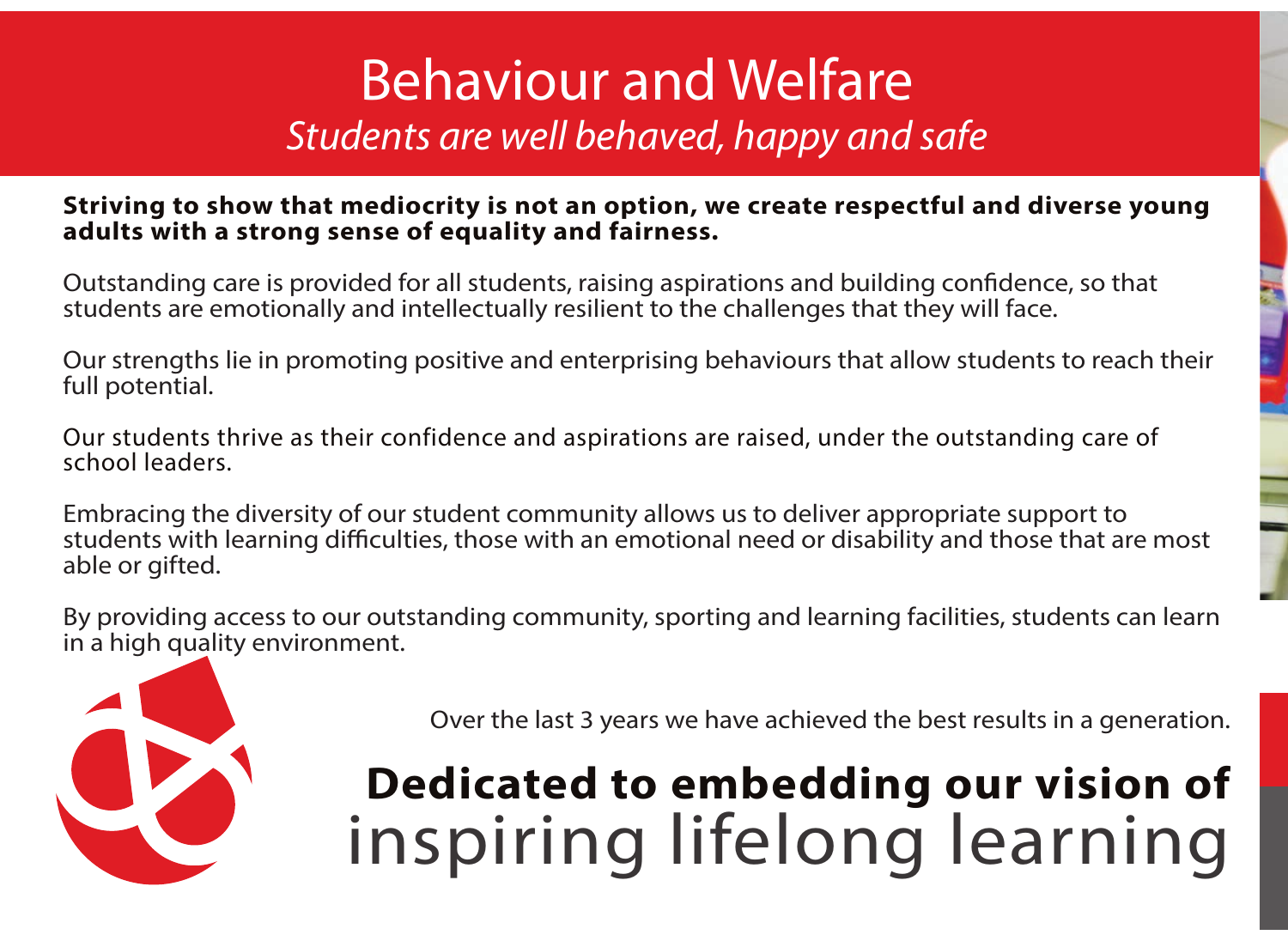# Behaviour and Welfare

*Students are well behaved, happy and safe*

**Striving to show that mediocrity is not an option, we create respectful and diverse young adults with a strong sense of equality and fairness.**

Outstanding care is provided for all students, raising aspirations and building confidence, so that students are emotionally and intellectually resilient to the challenges that they will face.

Our strengths lie in promoting positive and enterprising behaviours that allow students to reach their full potential.

Our students thrive as their confidence and aspirations are raised, under the outstanding care of school leaders.

Embracing the diversity of our student community allows us to deliver appropriate support to students with learning difficulties, those with an emotional need or disability and those that are most able or gifted.

By providing access to our outstanding community, sporting and learning facilities, students can learn in a high quality environment.

Over the last 3 years we have achieved the best results in a generation.

**Dedicated to embedding our vision of**
inspiring lifelong learning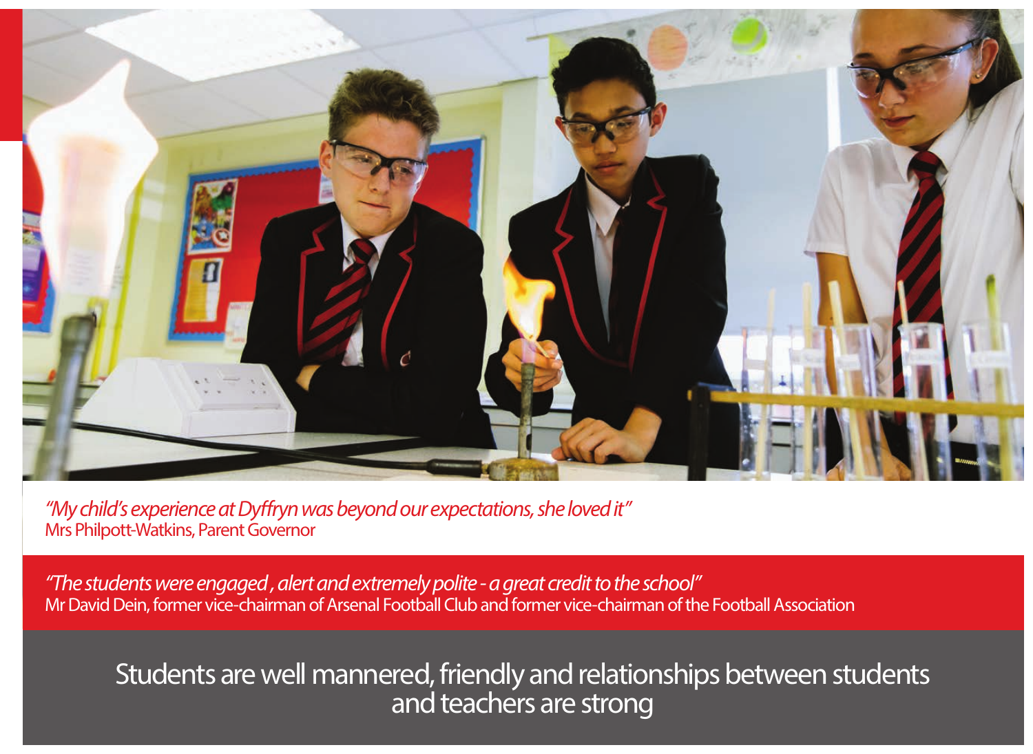*"My child's experience at Dyffryn was beyond our expectations, she loved it"*
Mrs Philpott-Watkins, Parent Governor

*"The students were engaged , alert and extremely polite - a great credit to the school"*
Mr David Dein, former vice-chairman of Arsenal Football Club and former vice-chairman of the Football Association

Students are well mannered, friendly and relationships between students and teachers are strong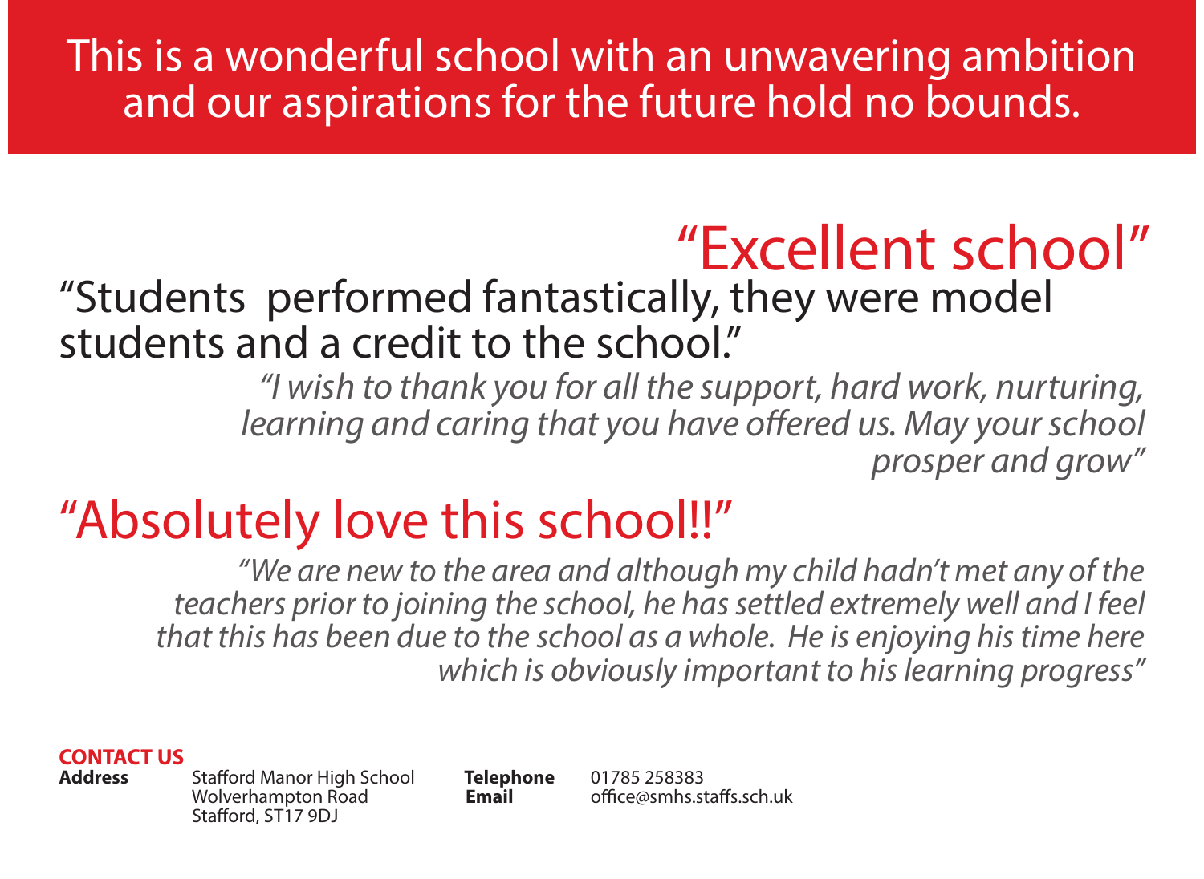# This is a wonderful school with an unwavering ambition and our aspirations for the future hold no bounds.

## "Excellent school"

"Students performed fantastically, they were model students and a credit to the school."

*"I wish to thank you for all the support, hard work, nurturing, learning and caring that you have offered us. May your school prosper and grow"*

## "Absolutely love this school!!"

*"We are new to the area and although my child hadn't met any of the teachers prior to joining the school, he has settled extremely well and I feel that this has been due to the school as a whole. He is enjoying his time here which is obviously important to his learning progress"*

**CONTACT US**

**Address** Stafford Manor High School
Wolverhampton Road
Stafford, ST17 9DJ

**Telephone** 01785 258383

**Email** office@smhs.staffs.sch.uk